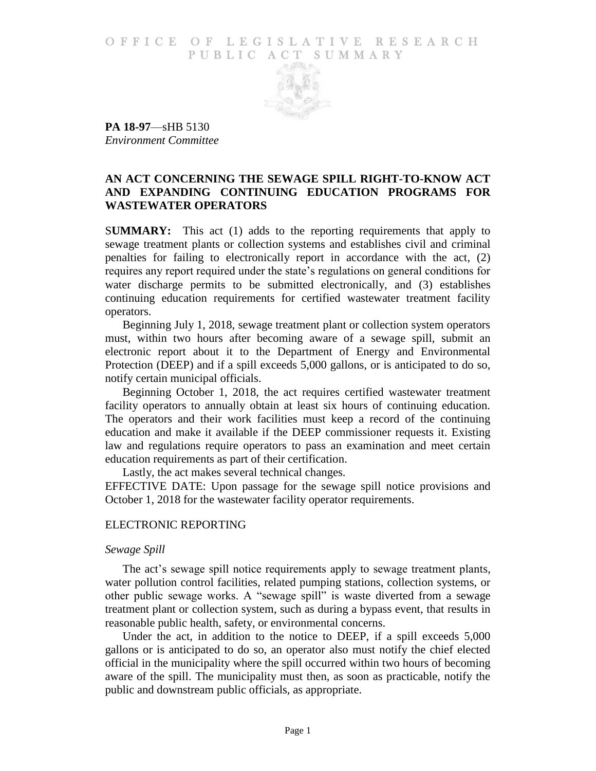OFFICE OF LEGISLATIVE RESEARCH
PUBLIC ACT SUMMARY

**PA 18-97**—sHB 5130
*Environment Committee*

## AN ACT CONCERNING THE SEWAGE SPILL RIGHT-TO-KNOW ACT AND EXPANDING CONTINUING EDUCATION PROGRAMS FOR WASTEWATER OPERATORS

S**UMMARY:** This act (1) adds to the reporting requirements that apply to sewage treatment plants or collection systems and establishes civil and criminal penalties for failing to electronically report in accordance with the act, (2) requires any report required under the state's regulations on general conditions for water discharge permits to be submitted electronically, and (3) establishes continuing education requirements for certified wastewater treatment facility operators.

Beginning July 1, 2018, sewage treatment plant or collection system operators must, within two hours after becoming aware of a sewage spill, submit an electronic report about it to the Department of Energy and Environmental Protection (DEEP) and if a spill exceeds 5,000 gallons, or is anticipated to do so, notify certain municipal officials.

Beginning October 1, 2018, the act requires certified wastewater treatment facility operators to annually obtain at least six hours of continuing education. The operators and their work facilities must keep a record of the continuing education and make it available if the DEEP commissioner requests it. Existing law and regulations require operators to pass an examination and meet certain education requirements as part of their certification.

Lastly, the act makes several technical changes.

EFFECTIVE DATE: Upon passage for the sewage spill notice provisions and October 1, 2018 for the wastewater facility operator requirements.

## ELECTRONIC REPORTING

### *Sewage Spill*

The act's sewage spill notice requirements apply to sewage treatment plants, water pollution control facilities, related pumping stations, collection systems, or other public sewage works. A "sewage spill" is waste diverted from a sewage treatment plant or collection system, such as during a bypass event, that results in reasonable public health, safety, or environmental concerns.

Under the act, in addition to the notice to DEEP, if a spill exceeds 5,000 gallons or is anticipated to do so, an operator also must notify the chief elected official in the municipality where the spill occurred within two hours of becoming aware of the spill. The municipality must then, as soon as practicable, notify the public and downstream public officials, as appropriate.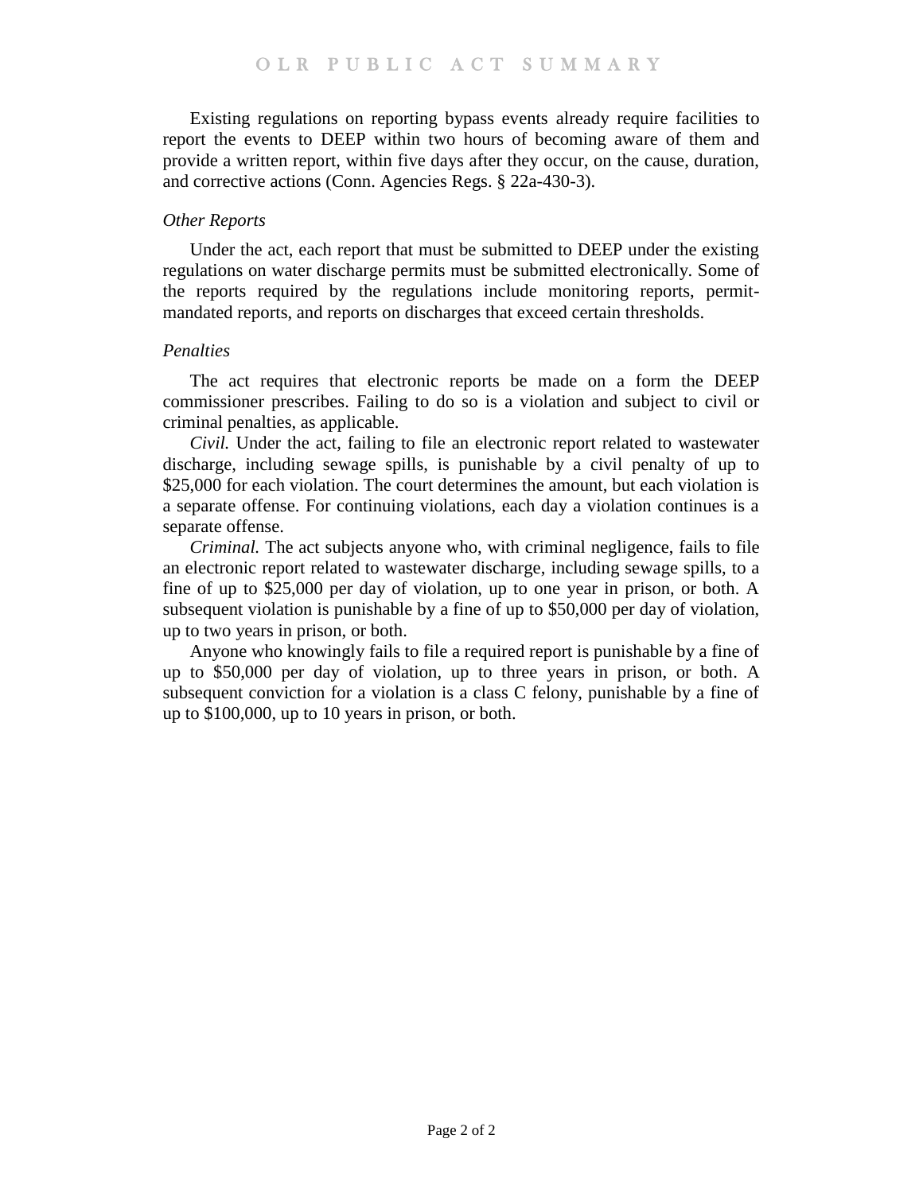Existing regulations on reporting bypass events already require facilities to report the events to DEEP within two hours of becoming aware of them and provide a written report, within five days after they occur, on the cause, duration, and corrective actions (Conn. Agencies Regs. § 22a-430-3).

### *Other Reports*

Under the act, each report that must be submitted to DEEP under the existing regulations on water discharge permits must be submitted electronically. Some of the reports required by the regulations include monitoring reports, permit-mandated reports, and reports on discharges that exceed certain thresholds.

### *Penalties*

The act requires that electronic reports be made on a form the DEEP commissioner prescribes. Failing to do so is a violation and subject to civil or criminal penalties, as applicable.

*Civil.* Under the act, failing to file an electronic report related to wastewater discharge, including sewage spills, is punishable by a civil penalty of up to $25,000 for each violation. The court determines the amount, but each violation is a separate offense. For continuing violations, each day a violation continues is a separate offense.

*Criminal.* The act subjects anyone who, with criminal negligence, fails to file an electronic report related to wastewater discharge, including sewage spills, to a fine of up to $25,000 per day of violation, up to one year in prison, or both. A subsequent violation is punishable by a fine of up to $50,000 per day of violation, up to two years in prison, or both.

Anyone who knowingly fails to file a required report is punishable by a fine of up to $50,000 per day of violation, up to three years in prison, or both. A subsequent conviction for a violation is a class C felony, punishable by a fine of up to $100,000, up to 10 years in prison, or both.